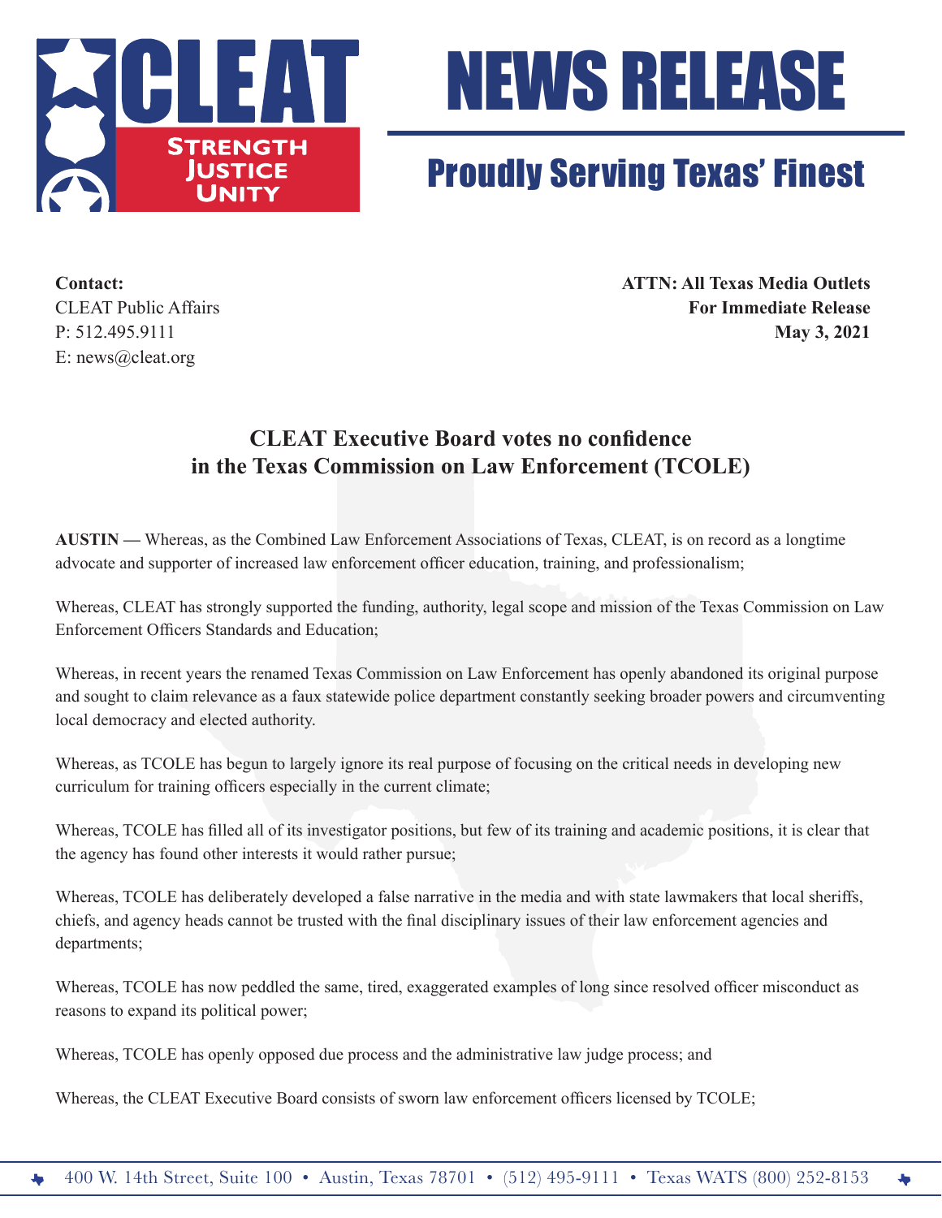# CLEAT NEWS RELEASE

## Proudly Serving Texas' Finest

**Contact:**
CLEAT Public Affairs
P: 512.495.9111
E: news@cleat.org

**ATTN: All Texas Media Outlets**
**For Immediate Release**
**May 3, 2021**

## CLEAT Executive Board votes no confidence in the Texas Commission on Law Enforcement (TCOLE)

**AUSTIN —** Whereas, as the Combined Law Enforcement Associations of Texas, CLEAT, is on record as a longtime advocate and supporter of increased law enforcement officer education, training, and professionalism;

Whereas, CLEAT has strongly supported the funding, authority, legal scope and mission of the Texas Commission on Law Enforcement Officers Standards and Education;

Whereas, in recent years the renamed Texas Commission on Law Enforcement has openly abandoned its original purpose and sought to claim relevance as a faux statewide police department constantly seeking broader powers and circumventing local democracy and elected authority.

Whereas, as TCOLE has begun to largely ignore its real purpose of focusing on the critical needs in developing new curriculum for training officers especially in the current climate;

Whereas, TCOLE has filled all of its investigator positions, but few of its training and academic positions, it is clear that the agency has found other interests it would rather pursue;

Whereas, TCOLE has deliberately developed a false narrative in the media and with state lawmakers that local sheriffs, chiefs, and agency heads cannot be trusted with the final disciplinary issues of their law enforcement agencies and departments;

Whereas, TCOLE has now peddled the same, tired, exaggerated examples of long since resolved officer misconduct as reasons to expand its political power;

Whereas, TCOLE has openly opposed due process and the administrative law judge process; and

Whereas, the CLEAT Executive Board consists of sworn law enforcement officers licensed by TCOLE;

400 W. 14th Street, Suite 100 • Austin, Texas 78701 • (512) 495-9111 • Texas WATS (800) 252-8153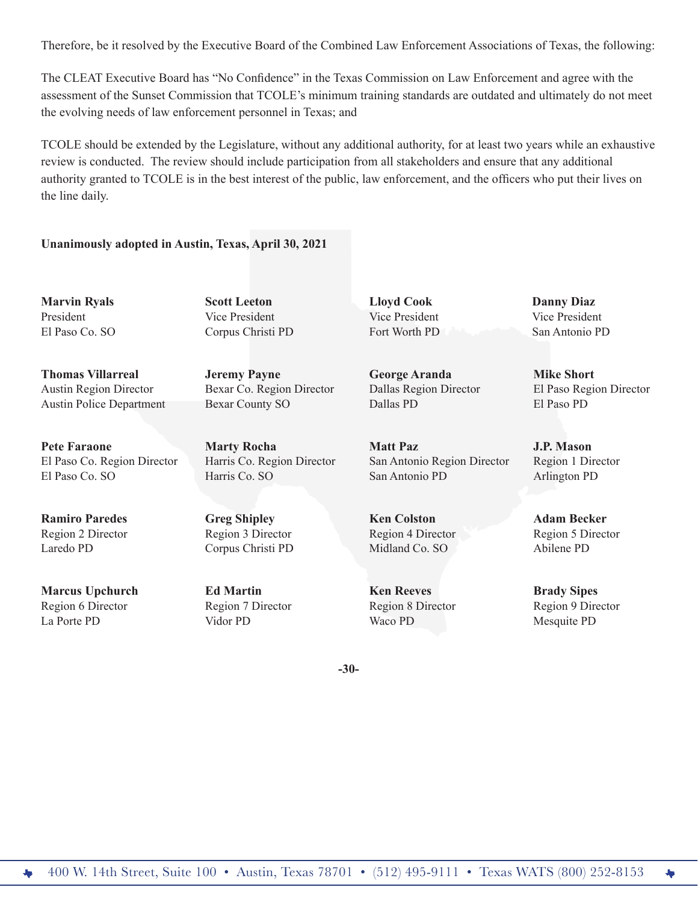Therefore, be it resolved by the Executive Board of the Combined Law Enforcement Associations of Texas, the following:

The CLEAT Executive Board has "No Confidence" in the Texas Commission on Law Enforcement and agree with the assessment of the Sunset Commission that TCOLE's minimum training standards are outdated and ultimately do not meet the evolving needs of law enforcement personnel in Texas; and

TCOLE should be extended by the Legislature, without any additional authority, for at least two years while an exhaustive review is conducted. The review should include participation from all stakeholders and ensure that any additional authority granted to TCOLE is in the best interest of the public, law enforcement, and the officers who put their lives on the line daily.

**Unanimously adopted in Austin, Texas, April 30, 2021**

**Marvin Ryals**
President
El Paso Co. SO

**Scott Leeton**
Vice President
Corpus Christi PD

**Lloyd Cook**
Vice President
Fort Worth PD

**Danny Diaz**
Vice President
San Antonio PD

**Thomas Villarreal**
Austin Region Director
Austin Police Department

**Jeremy Payne**
Bexar Co. Region Director
Bexar County SO

**George Aranda**
Dallas Region Director
Dallas PD

**Mike Short**
El Paso Region Director
El Paso PD

**Pete Faraone**
El Paso Co. Region Director
El Paso Co. SO

**Marty Rocha**
Harris Co. Region Director
Harris Co. SO

**Matt Paz**
San Antonio Region Director
San Antonio PD

**J.P. Mason**
Region 1 Director
Arlington PD

**Ramiro Paredes**
Region 2 Director
Laredo PD

**Greg Shipley**
Region 3 Director
Corpus Christi PD

**Ken Colston**
Region 4 Director
Midland Co. SO

**Adam Becker**
Region 5 Director
Abilene PD

**Marcus Upchurch**
Region 6 Director
La Porte PD

**Ed Martin**
Region 7 Director
Vidor PD

**Ken Reeves**
Region 8 Director
Waco PD

**Brady Sipes**
Region 9 Director
Mesquite PD

**-30-**

400 W. 14th Street, Suite 100 • Austin, Texas 78701 • (512) 495-9111 • Texas WATS (800) 252-8153